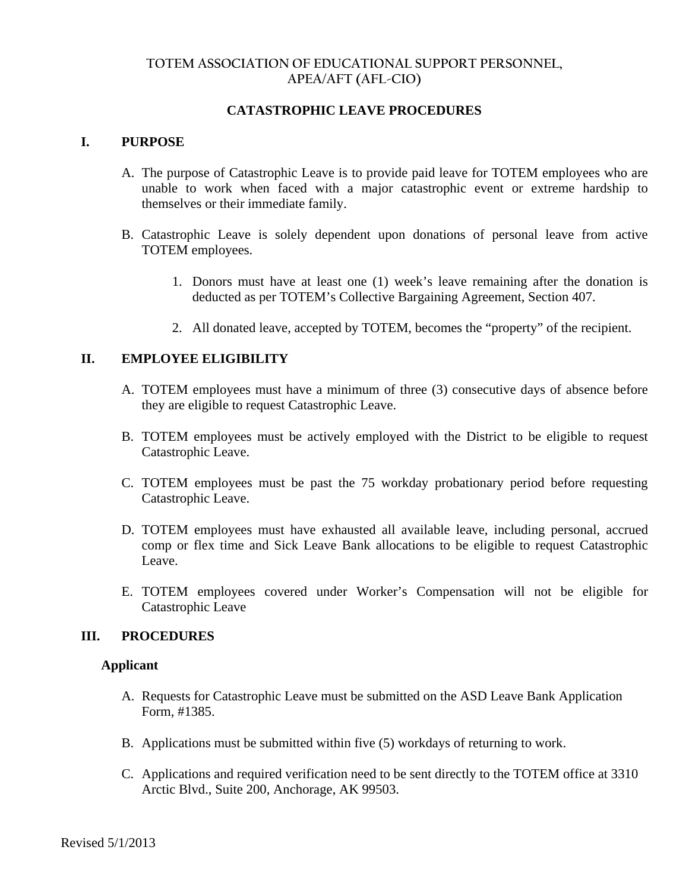# TOTEM ASSOCIATION OF EDUCATIONAL SUPPORT PERSONNEL, APEA/AFT (AFL-CIO)

## CATASTROPHIC LEAVE PROCEDURES

### I. PURPOSE

A. The purpose of Catastrophic Leave is to provide paid leave for TOTEM employees who are unable to work when faced with a major catastrophic event or extreme hardship to themselves or their immediate family.

B. Catastrophic Leave is solely dependent upon donations of personal leave from active TOTEM employees.

1. Donors must have at least one (1) week's leave remaining after the donation is deducted as per TOTEM's Collective Bargaining Agreement, Section 407.

2. All donated leave, accepted by TOTEM, becomes the "property" of the recipient.

### II. EMPLOYEE ELIGIBILITY

A. TOTEM employees must have a minimum of three (3) consecutive days of absence before they are eligible to request Catastrophic Leave.

B. TOTEM employees must be actively employed with the District to be eligible to request Catastrophic Leave.

C. TOTEM employees must be past the 75 workday probationary period before requesting Catastrophic Leave.

D. TOTEM employees must have exhausted all available leave, including personal, accrued comp or flex time and Sick Leave Bank allocations to be eligible to request Catastrophic Leave.

E. TOTEM employees covered under Worker's Compensation will not be eligible for Catastrophic Leave

### III. PROCEDURES

**Applicant**

A. Requests for Catastrophic Leave must be submitted on the ASD Leave Bank Application Form, #1385.

B. Applications must be submitted within five (5) workdays of returning to work.

C. Applications and required verification need to be sent directly to the TOTEM office at 3310 Arctic Blvd., Suite 200, Anchorage, AK 99503.

Revised 5/1/2013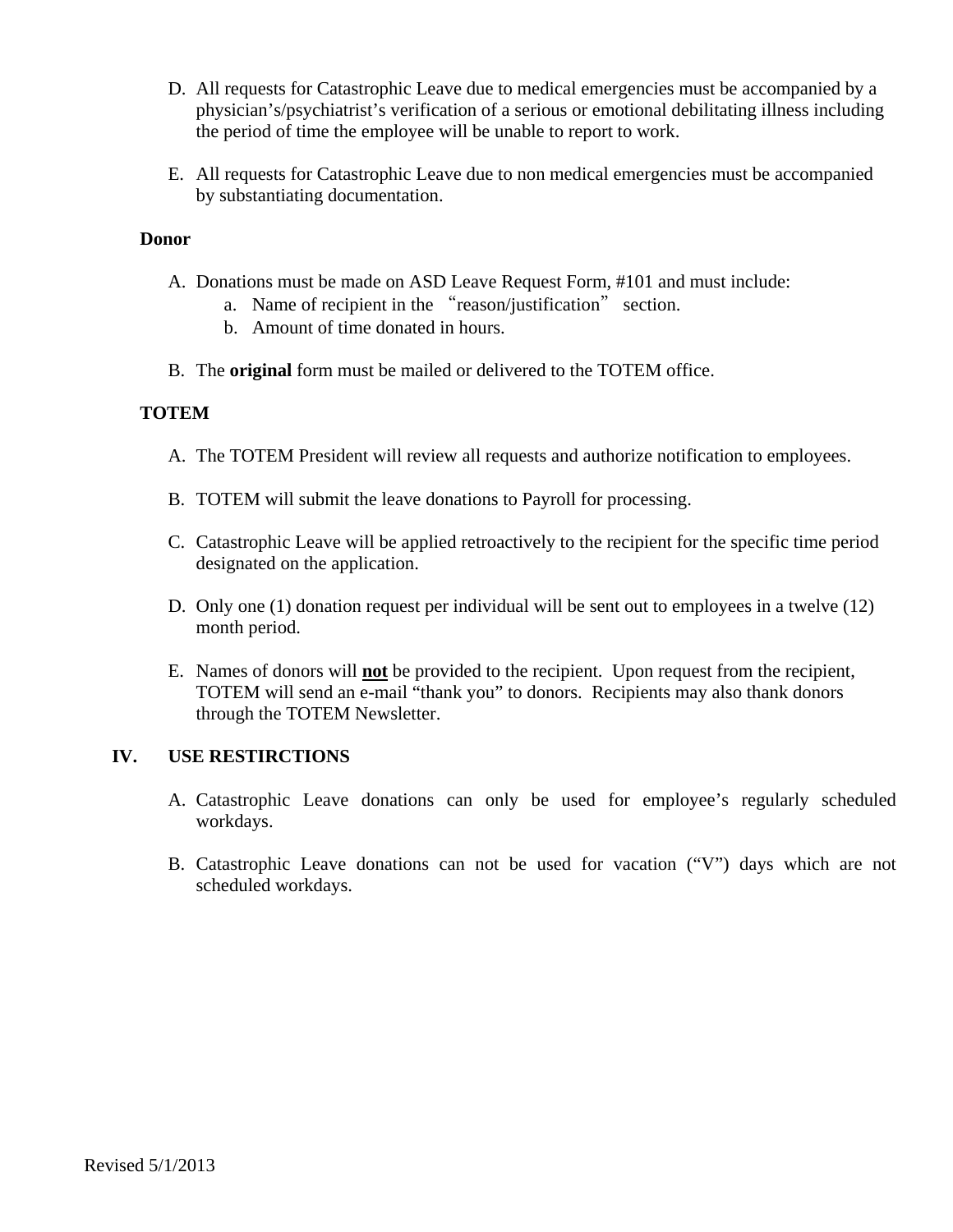D. All requests for Catastrophic Leave due to medical emergencies must be accompanied by a physician's/psychiatrist's verification of a serious or emotional debilitating illness including the period of time the employee will be unable to report to work.

E. All requests for Catastrophic Leave due to non medical emergencies must be accompanied by substantiating documentation.

**Donor**

A. Donations must be made on ASD Leave Request Form, #101 and must include:
   a. Name of recipient in the "reason/justification" section.
   b. Amount of time donated in hours.

B. The **original** form must be mailed or delivered to the TOTEM office.

**TOTEM**

A. The TOTEM President will review all requests and authorize notification to employees.

B. TOTEM will submit the leave donations to Payroll for processing.

C. Catastrophic Leave will be applied retroactively to the recipient for the specific time period designated on the application.

D. Only one (1) donation request per individual will be sent out to employees in a twelve (12) month period.

E. Names of donors will **<u>not</u>** be provided to the recipient. Upon request from the recipient, TOTEM will send an e-mail "thank you" to donors. Recipients may also thank donors through the TOTEM Newsletter.

## IV. USE RESTIRCTIONS

A. Catastrophic Leave donations can only be used for employee's regularly scheduled workdays.

B. Catastrophic Leave donations can not be used for vacation ("V") days which are not scheduled workdays.

Revised 5/1/2013